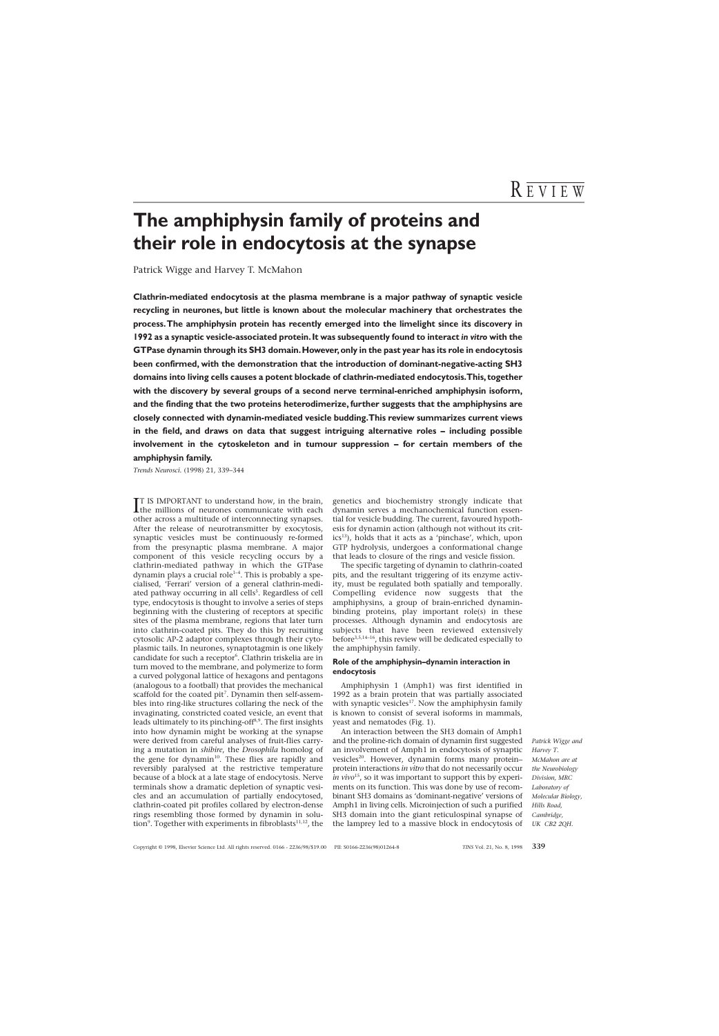# The amphiphysin family of proteins and their role in endocytosis at the synapse

Patrick Wigge and Harvey T. McMahon

**Clathrin-mediated endocytosis at the plasma membrane is a major pathway of synaptic vesicle recycling in neurones, but little is known about the molecular machinery that orchestrates the process. The amphiphysin protein has recently emerged into the limelight since its discovery in 1992 as a synaptic vesicle-associated protein. It was subsequently found to interact *in vitro* with the GTPase dynamin through its SH3 domain. However, only in the past year has its role in endocytosis been confirmed, with the demonstration that the introduction of dominant-negative-acting SH3 domains into living cells causes a potent blockade of clathrin-mediated endocytosis. This, together with the discovery by several groups of a second nerve terminal-enriched amphiphysin isoform, and the finding that the two proteins heterodimerize, further suggests that the amphiphysins are closely connected with dynamin-mediated vesicle budding. This review summarizes current views in the field, and draws on data that suggest intriguing alternative roles – including possible involvement in the cytoskeleton and in tumour suppression – for certain members of the amphiphysin family.**

*Trends Neurosci.* (1998) 21, 339–344

IT IS IMPORTANT to understand how, in the brain, the millions of neurones communicate with each other across a multitude of interconnecting synapses. After the release of neurotransmitter by exocytosis, synaptic vesicles must be continuously re-formed from the presynaptic plasma membrane. A major component of this vesicle recycling occurs by a clathrin-mediated pathway in which the GTPase dynamin plays a crucial role[1–4]. This is probably a specialised, 'Ferrari' version of a general clathrin-mediated pathway occurring in all cells[5]. Regardless of cell type, endocytosis is thought to involve a series of steps beginning with the clustering of receptors at specific sites of the plasma membrane, regions that later turn into clathrin-coated pits. They do this by recruiting cytosolic AP-2 adaptor complexes through their cytoplasmic tails. In neurones, synaptotagmin is one likely candidate for such a receptor[6]. Clathrin triskelia are in turn moved to the membrane, and polymerize to form a curved polygonal lattice of hexagons and pentagons (analogous to a football) that provides the mechanical scaffold for the coated pit[7]. Dynamin then self-assembles into ring-like structures collaring the neck of the invaginating, constricted coated vesicle, an event that leads ultimately to its pinching-off[8,9]. The first insights into how dynamin might be working at the synapse were derived from careful analyses of fruit-flies carrying a mutation in *shibire*, the *Drosophila* homolog of the gene for dynamin[10]. These flies are rapidly and reversibly paralysed at the restrictive temperature because of a block at a late stage of endocytosis. Nerve terminals show a dramatic depletion of synaptic vesicles and an accumulation of partially endocytosed, clathrin-coated pit profiles collared by electron-dense rings resembling those formed by dynamin in solution[9]. Together with experiments in fibroblasts[11,12], the genetics and biochemistry strongly indicate that dynamin serves a mechanochemical function essential for vesicle budding. The current, favoured hypothesis for dynamin action (although not without its critics[13]), holds that it acts as a 'pinchase', which, upon GTP hydrolysis, undergoes a conformational change that leads to closure of the rings and vesicle fission.

The specific targeting of dynamin to clathrin-coated pits, and the resultant triggering of its enzyme activity, must be regulated both spatially and temporally. Compelling evidence now suggests that the amphiphysins, a group of brain-enriched dynamin-binding proteins, play important role(s) in these processes. Although dynamin and endocytosis are subjects that have been reviewed extensively before[3,5,14–16], this review will be dedicated especially to the amphiphysin family.

## Role of the amphiphysin–dynamin interaction in endocytosis

Amphiphysin 1 (Amph1) was first identified in 1992 as a brain protein that was partially associated with synaptic vesicles[17]. Now the amphiphysin family is known to consist of several isoforms in mammals, yeast and nematodes (Fig. 1).

An interaction between the SH3 domain of Amph1 and the proline-rich domain of dynamin first suggested an involvement of Amph1 in endocytosis of synaptic vesicles[20]. However, dynamin forms many protein–protein interactions *in vitro* that do not necessarily occur *in vivo*[15], so it was important to support this by experiments on its function. This was done by use of recombinant SH3 domains as 'dominant-negative' versions of Amph1 in living cells. Microinjection of such a purified SH3 domain into the giant reticulospinal synapse of the lamprey led to a massive block in endocytosis of

*Patrick Wigge and Harvey T. McMahon are at the Neurobiology Division, MRC Laboratory of Molecular Biology, Hills Road, Cambridge, UK CB2 2QH.*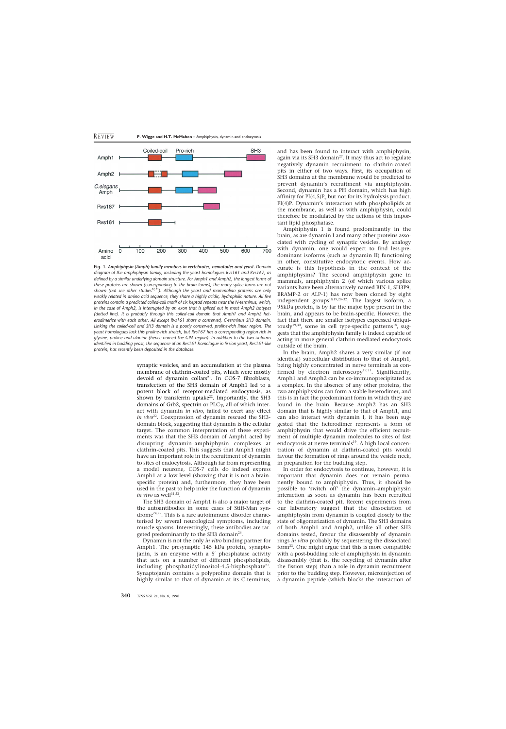**Fig. 1. *Amphiphysin (Amph) family members in vertebrates, nematodes and yeast.*** *Domain diagram of the amphiphysin family, including the yeast homologues Rvs161 and Rvs167, as defined by a similar underlying domain structure. For Amph1 and Amph2, the longest forms of these proteins are shown (corresponding to the brain forms); the many splice forms are not shown (but see other studies[22,23]). Although the yeast and mammalian proteins are only weakly related in amino acid sequence, they share a highly acidic, hydrophilic nature. All five proteins contain a predicted coiled-coil motif of six heptad repeats near the N-terminus, which, in the case of Amph2, is interrupted by an exon that is spliced out in most Amph2 isotypes (dotted line). It is probably through this coiled-coil domain that Amph1 and Amph2 heterodimerize with each other. All except Rvs161 share a conserved, C-terminus SH3 domain. Linking the coiled-coil and SH3 domain is a poorly conserved, proline-rich linker region. The yeast homologues lack this proline-rich stretch, but Rvs167 has a corresponding region rich in glycine, proline and alanine (hence named the GPA region). In addition to the two isoforms identified in budding yeast, the sequence of an Rvs161 homologue in fission yeast, Rvs161-like protein, has recently been deposited in the database.*

synaptic vesicles, and an accumulation at the plasma membrane of clathrin-coated pits, which were mostly devoid of dynamin collars[21]. In COS-7 fibroblasts, transfection of the SH3 domain of Amph1 led to a potent block of receptor-mediated endocytosis, as shown by transferrin uptake[22]. Importantly, the SH3 domains of Grb2, spectrin or PLCγ, all of which interact with dynamin *in vitro*, failed to exert any effect *in vivo*[22]. Coexpression of dynamin rescued the SH3-domain block, suggesting that dynamin is the cellular target. The common interpretation of these experiments was that the SH3 domain of Amph1 acted by disrupting dynamin–amphiphysin complexes at clathrin-coated pits. This suggests that Amph1 might have an important role in the recruitment of dynamin to sites of endocytosis. Although far from representing a model neurone, COS-7 cells do indeed express Amph1 at a low level (showing that it is not a brain-specific protein) and, furthermore, they have been used in the past to help infer the function of dynamin *in vivo* as well[11,23].

The SH3 domain of Amph1 is also a major target of the autoantibodies in some cases of Stiff-Man syndrome[24,25]. This is a rare autoimmune disorder characterised by several neurological symptoms, including muscle spasms. Interestingly, these antibodies are targeted predominantly to the SH3 domain[26].

Dynamin is not the only *in vitro* binding partner for Amph1. The presynaptic 145 kDa protein, synaptojanin, is an enzyme with a 5′ phosphatase activity that acts on a number of different phospholipids, including phosphatidylinositol-4,5-bisphosphate[27]. Synaptojanin contains a polyproline domain that is highly similar to that of dynamin at its C-terminus, and has been found to interact with amphiphysin, again via its SH3 domain[27]. It may thus act to regulate negatively dynamin recruitment to clathrin-coated pits in either of two ways. First, its occupation of SH3 domains at the membrane would be predicted to prevent dynamin's recruitment via amphiphysin. Second, dynamin has a PH domain, which has high affinity for $PI(4,5)P_2$ but not for its hydrolysis product, PI(4)P. Dynamin's interaction with phospholipids at the membrane, as well as with amphiphysin, could therefore be modulated by the actions of this important lipid phosphatase.

Amphiphysin 1 is found predominantly in the brain, as are dynamin I and many other proteins associated with cycling of synaptic vesicles. By analogy with dynamin, one would expect to find less-predominant isoforms (such as dynamin II) functioning in other, constitutive endocytotic events. How accurate is this hypothesis in the context of the amphiphysins? The second amphiphysin gene in mammals, amphiphysin 2 (of which various splice variants have been alternatively named BIN-1, SH3P9, BRAMP-2 or ALP-1) has now been cloned by eight independent groups[18,19,28–32]. The largest isoform, a 95kDa protein, is by far the major type present in the brain, and appears to be brain-specific. However, the fact that there are smaller isotypes expressed ubiquitously[19,30], some in cell type-specific patterns[18], suggests that the amphiphysin family is indeed capable of acting in more general clathrin-mediated endocytosis outside of the brain.

In the brain, Amph2 shares a very similar (if not identical) subcellular distribution to that of Amph1, being highly concentrated in nerve terminals as confirmed by electron microscopy[19,31]. Significantly, Amph1 and Amph2 can be co-immunoprecipitated as a complex. In the absence of any other proteins, the two amphiphysins can form a stable heterodimer, and this is in fact the predominant form in which they are found in the brain. Because Amph2 has an SH3 domain that is highly similar to that of Amph1, and can also interact with dynamin I, it has been suggested that the heterodimer represents a form of amphiphysin that would drive the efficient recruitment of multiple dynamin molecules to sites of fast endocytosis at nerve terminals[19]. A high local concentration of dynamin at clathrin-coated pits would favour the formation of rings around the vesicle neck, in preparation for the budding step.

In order for endocytosis to continue, however, it is important that dynamin does not remain permanently bound to amphiphysin. Thus, it should be possible to 'switch off' the dynamin–amphiphysin interaction as soon as dynamin has been recruited to the clathrin-coated pit. Recent experiments from our laboratory suggest that the dissociation of amphiphysin from dynamin is coupled closely to the state of oligomerization of dynamin. The SH3 domains of both Amph1 and Amph2, unlike all other SH3 domains tested, favour the disassembly of dynamin rings *in vitro* probably by sequestering the dissociated form[33]. One might argue that this is more compatible with a post-budding role of amphiphysin in dynamin disassembly (that is, the recycling of dynamin after the fission step) than a role in dynamin recruitment prior to the budding step. However, microinjection of a dynamin peptide (which blocks the interaction of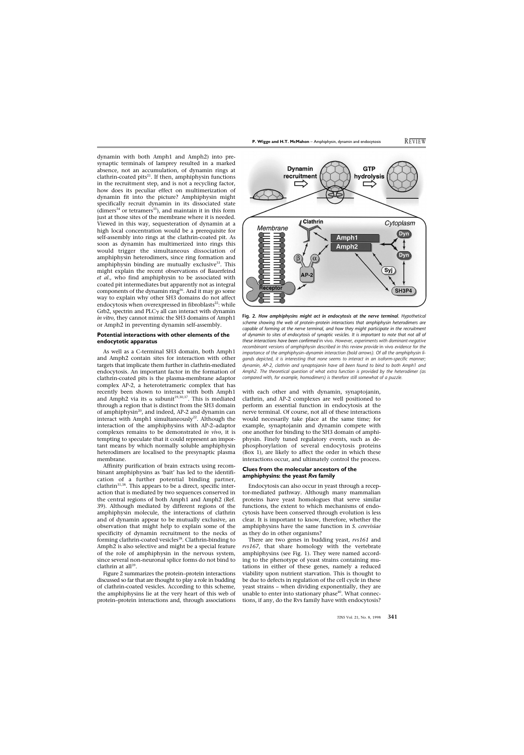dynamin with both Amph1 and Amph2) into presynaptic terminals of lamprey resulted in a marked absence, not an accumulation, of dynamin rings at clathrin-coated pits[21]. If then, amphiphysin functions in the recruitment step, and is not a recycling factor, how does its peculiar effect on multimerization of dynamin fit into the picture? Amphiphysin might specifically recruit dynamin in its dissociated state (dimers[34] or tetramers[35]), and maintain it in this form just at those sites of the membrane where it is needed. Viewed in this way, sequesteration of dynamin at a high local concentration would be a prerequisite for self-assembly into rings at the clathrin-coated pit. As soon as dynamin has multimerized into rings this would trigger the simultaneous dissociation of amphiphysin heterodimers, since ring formation and amphiphysin binding are mutually exclusive[33]. This might explain the recent observations of Bauerfeind *et al.*, who find amphiphysin to be associated with coated pit intermediates but apparently not as integral components of the dynamin ring[36]. And it may go some way to explain why other SH3 domains do not affect endocytosis when overexpressed in fibroblasts[22]: while Grb2, spectrin and PLCγ all can interact with dynamin *in vitro*, they cannot mimic the SH3 domains of Amph1 or Amph2 in preventing dynamin self-assembly.

### Potential interactions with other elements of the endocytotic apparatus

As well as a C-terminal SH3 domain, both Amph1 and Amph2 contain sites for interaction with other targets that implicate them further in clathrin-mediated endocytosis. An important factor in the formation of clathrin-coated pits is the plasma-membrane adaptor complex AP-2, a heterotetrameric complex that has recently been shown to interact with both Amph1 and Amph2 via its α subunit[19,30,37]. This is mediated through a region that is distinct from the SH3 domain of amphiphysin[30], and indeed, AP-2 and dynamin can interact with Amph1 simultaneously[22]. Although the interaction of the amphiphysins with AP-2–adaptor complexes remains to be demonstrated *in vivo*, it is tempting to speculate that it could represent an important means by which normally soluble amphiphysin heterodimers are localised to the presynaptic plasma membrane.

Affinity purification of brain extracts using recombinant amphiphysins as 'bait' has led to the identification of a further potential binding partner, clathrin[31,38]. This appears to be a direct, specific interaction that is mediated by two sequences conserved in the central regions of both Amph1 and Amph2 (Ref. 39). Although mediated by different regions of the amphiphysin molecule, the interactions of clathrin and of dynamin appear to be mutually exclusive, an observation that might help to explain some of the specificity of dynamin recruitment to the necks of forming clathrin-coated vesicles[38]. Clathrin-binding to Amph2 is also selective and might be a special feature of the role of amphiphysin in the nervous system, since several non-neuronal splice forms do not bind to clathrin at all[39].

Figure 2 summarizes the protein–protein interactions discussed so far that are thought to play a role in budding of clathrin-coated vesicles. According to this scheme, the amphiphysins lie at the very heart of this web of protein–protein interactions and, through associations with each other and with dynamin, synaptojanin, clathrin, and AP-2 complexes are well positioned to perform an essential function in endocytosis at the nerve terminal. Of course, not all of these interactions would necessarily take place at the same time; for example, synaptojanin and dynamin compete with one another for binding to the SH3 domain of amphiphysin. Finely tuned regulatory events, such as dephosphorylation of several endocytosis proteins (Box 1), are likely to affect the order in which these interactions occur, and ultimately control the process.

**Fig. 2.** *How amphiphysins might act in endocytosis at the nerve terminal. Hypothetical scheme showing the web of protein–protein interactions that amphiphysin heterodimers are capable of forming at the nerve terminal, and how they might participate in the recruitment of dynamin to sites of endocytosis of synaptic vesicles. It is important to note that not all of these interactions have been confirmed* in vivo*. However, experiments with dominant-negative recombinant versions of amphiphysin described in this review provide* in vivo *evidence for the importance of the amphiphysin–dynamin interaction (bold arrows). Of all the amphiphysin ligands depicted, it is interesting that none seems to interact in an isoform-specific manner; dynamin, AP-2, clathrin and synaptojanin have all been found to bind to both Amph1 and Amph2. The theoretical question of what extra function is provided by the heterodimer (as compared with, for example, homodimers) is therefore still somewhat of a puzzle.*

### Clues from the molecular ancestors of the amphiphysins: the yeast *Rvs* family

Endocytosis can also occur in yeast through a receptor-mediated pathway. Although many mammalian proteins have yeast homologues that serve similar functions, the extent to which mechanisms of endocytosis have been conserved through evolution is less clear. It is important to know, therefore, whether the amphiphysins have the same function in *S. cerevisiae* as they do in other organisms?

There are two genes in budding yeast, *rvs161* and *rvs167*, that share homology with the vertebrate amphiphysins (see Fig. 1). They were named according to the phenotype of yeast strains containing mutations in either of these genes, namely a reduced viability upon nutrient starvation. This is thought to be due to defects in regulation of the cell cycle in these yeast strains – when dividing exponentially, they are unable to enter into stationary phase[40]. What connections, if any, do the Rvs family have with endocytosis?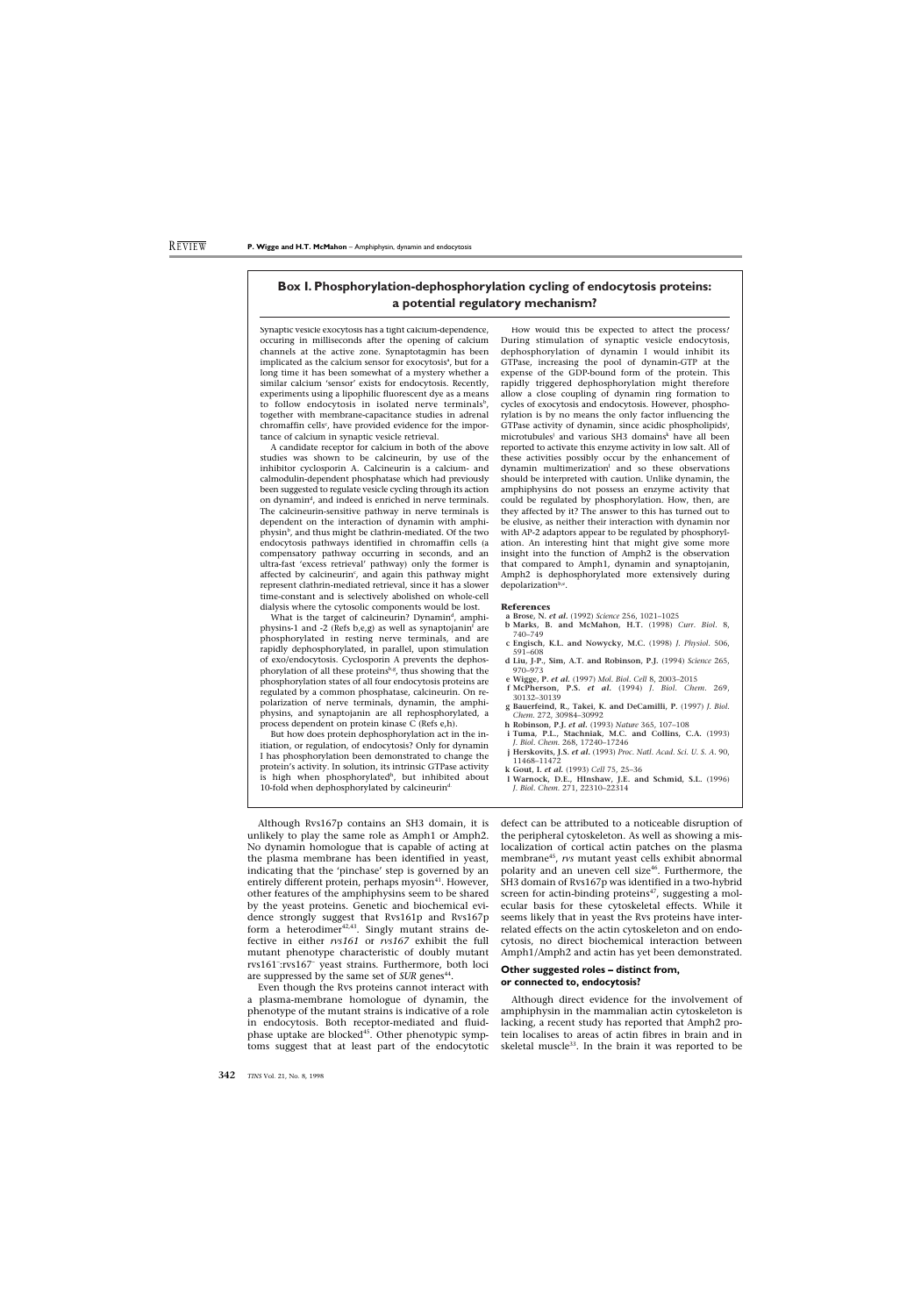## Box I. Phosphorylation-dephosphorylation cycling of endocytosis proteins: a potential regulatory mechanism?

Synaptic vesicle exocytosis has a tight calcium-dependence, occuring in milliseconds after the opening of calcium channels at the active zone. Synaptotagmin has been implicated as the calcium sensor for exocytosis[a], but for a long time it has been somewhat of a mystery whether a similar calcium 'sensor' exists for endocytosis. Recently, experiments using a lipophilic fluorescent dye as a means to follow endocytosis in isolated nerve terminals[b], together with membrane-capacitance studies in adrenal chromaffin cells[c], have provided evidence for the importance of calcium in synaptic vesicle retrieval.

A candidate receptor for calcium in both of the above studies was shown to be calcineurin, by use of the inhibitor cyclosporin A. Calcineurin is a calcium- and calmodulin-dependent phosphatase which had previously been suggested to regulate vesicle cycling through its action on dynamin[d], and indeed is enriched in nerve terminals. The calcineurin-sensitive pathway in nerve terminals is dependent on the interaction of dynamin with amphiphysin[b], and thus might be clathrin-mediated. Of the two endocytosis pathways identified in chromaffin cells (a compensatory pathway occurring in seconds, and an ultra-fast 'excess retrieval' pathway) only the former is affected by calcineurin[c], and again this pathway might represent clathrin-mediated retrieval, since it has a slower time-constant and is selectively abolished on whole-cell dialysis where the cytosolic components would be lost.

What is the target of calcineurin? Dynamin[d], amphiphysins-1 and -2 (Refs b,e,g) as well as synaptojanin[f] are phosphorylated in resting nerve terminals, and are rapidly dephosphorylated, in parallel, upon stimulation of exo/endocytosis. Cyclosporin A prevents the dephosphorylation of all these proteins[b,g], thus showing that the phosphorylation states of all four endocytosis proteins are regulated by a common phosphatase, calcineurin. On repolarization of nerve terminals, dynamin, the amphiphysins, and synaptojanin are all rephosphorylated, a process dependent on protein kinase C (Refs e,h).

But how does protein dephosphorylation act in the initiation, or regulation, of endocytosis? Only for dynamin I has phosphorylation been demonstrated to change the protein's activity. In solution, its intrinsic GTPase activity is high when phosphorylated[h], but inhibited about 10-fold when dephosphorylated by calcineurin[d].

How would this be expected to affect the process? During stimulation of synaptic vesicle endocytosis, dephosphorylation of dynamin I would inhibit its GTPase, increasing the pool of dynamin-GTP at the expense of the GDP-bound form of the protein. This rapidly triggered dephosphorylation might therefore allow a close coupling of dynamin ring formation to cycles of exocytosis and endocytosis. However, phosphorylation is by no means the only factor influencing the GTPase activity of dynamin, since acidic phospholipids[i], microtubules[j] and various SH3 domains[k] have all been reported to activate this enzyme activity in low salt. All of these activities possibly occur by the enhancement of dynamin multimerization[l] and so these observations should be interpreted with caution. Unlike dynamin, the amphiphysins do not possess an enzyme activity that could be regulated by phosphorylation. How, then, are they affected by it? The answer to this has turned out to be elusive, as neither their interaction with dynamin nor with AP-2 adaptors appear to be regulated by phosphorylation. An interesting hint that might give some more insight into the function of Amph2 is the observation that compared to Amph1, dynamin and synaptojanin, Amph2 is dephosphorylated more extensively during depolarization[b,e].

**References**

- a Brose, N. *et al.* (1992) *Science* 256, 1021–1025
- b Marks, B. and McMahon, H.T. (1998) *Curr. Biol.* 8, 740–749
- c Engisch, K.L. and Nowycky, M.C. (1998) *J. Physiol.* 506, 591–608
- d Liu, J-P., Sim, A.T. and Robinson, P.J. (1994) *Science* 265, 970–973
- e Wigge, P. *et al.* (1997) *Mol. Biol. Cell* 8, 2003–2015
- f McPherson, P.S. *et al.* (1994) *J. Biol. Chem.* 269, 30132–30139
- g Bauerfeind, R., Takei, K. and DeCamilli, P. (1997) *J. Biol. Chem.* 272, 30984–30992
- h Robinson, P.J. *et al.* (1993) *Nature* 365, 107–108
- i Tuma, P.L., Stachniak, M.C. and Collins, C.A. (1993) *J. Biol. Chem.* 268, 17240–17246
- j Herskovits, J.S. *et al.* (1993) *Proc. Natl. Acad. Sci. U. S. A.* 90, 11468–11472
- k Gout, I. *et al.* (1993) *Cell* 75, 25–36
- l Warnock, D.E., Hinshaw, J.E. and Schmid, S.L. (1996) *J. Biol. Chem.* 271, 22310–22314

Although Rvs167p contains an SH3 domain, it is unlikely to play the same role as Amph1 or Amph2. No dynamin homologue that is capable of acting at the plasma membrane has been identified in yeast, indicating that the 'pinchase' step is governed by an entirely different protein, perhaps myosin[41]. However, other features of the amphiphysins seem to be shared by the yeast proteins. Genetic and biochemical evidence strongly suggest that Rvs161p and Rvs167p form a heterodimer[42,43]. Singly mutant strains defective in either *rvs161* or *rvs167* exhibit the full mutant phenotype characteristic of doubly mutant rvs161$^-$:rvs167$^-$ yeast strains. Furthermore, both loci are suppressed by the same set of *SUR* genes[44].

Even though the Rvs proteins cannot interact with a plasma-membrane homologue of dynamin, the phenotype of the mutant strains is indicative of a role in endocytosis. Both receptor-mediated and fluid-phase uptake are blocked[45]. Other phenotypic symptoms suggest that at least part of the endocytotic defect can be attributed to a noticeable disruption of the peripheral cytoskeleton. As well as showing a mislocalization of cortical actin patches on the plasma membrane[45], *rvs* mutant yeast cells exhibit abnormal polarity and an uneven cell size[46]. Furthermore, the SH3 domain of Rvs167p was identified in a two-hybrid screen for actin-binding proteins[47], suggesting a molecular basis for these cytoskeletal effects. While it seems likely that in yeast the Rvs proteins have interrelated effects on the actin cytoskeleton and on endocytosis, no direct biochemical interaction between Amph1/Amph2 and actin has yet been demonstrated.

### Other suggested roles – distinct from, or connected to, endocytosis?

Although direct evidence for the involvement of amphiphysin in the mammalian actin cytoskeleton is lacking, a recent study has reported that Amph2 protein localises to areas of actin fibres in brain and in skeletal muscle[33]. In the brain it was reported to be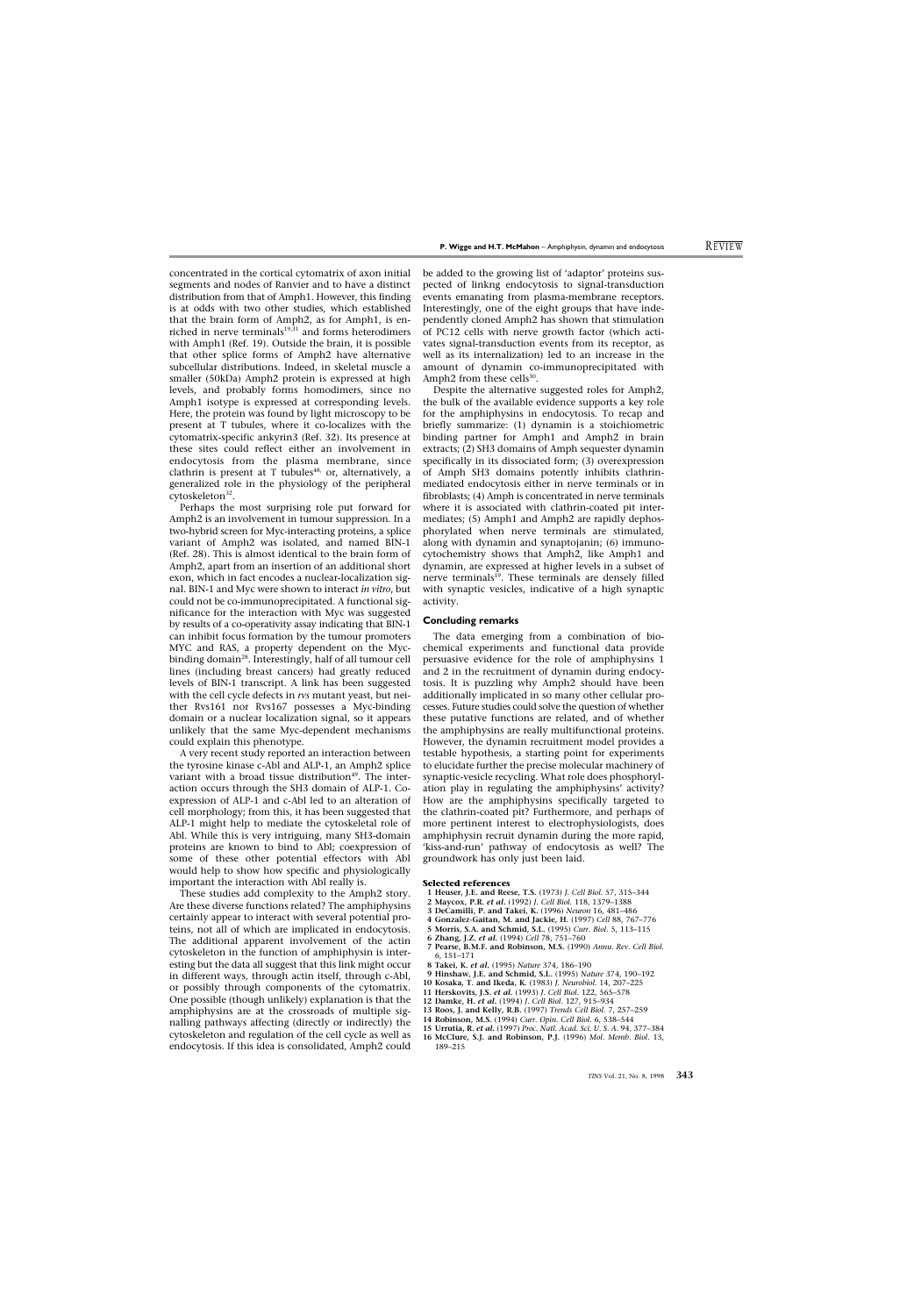concentrated in the cortical cytomatrix of axon initial segments and nodes of Ranvier and to have a distinct distribution from that of Amph1. However, this finding is at odds with two other studies, which established that the brain form of Amph2, as for Amph1, is enriched in nerve terminals[19,31] and forms heterodimers with Amph1 (Ref. 19). Outside the brain, it is possible that other splice forms of Amph2 have alternative subcellular distributions. Indeed, in skeletal muscle a smaller (50kDa) Amph2 protein is expressed at high levels, and probably forms homodimers, since no Amph1 isotype is expressed at corresponding levels. Here, the protein was found by light microscopy to be present at T tubules, where it co-localizes with the cytomatrix-specific ankyrin3 (Ref. 32). Its presence at these sites could reflect either an involvement in endocytosis from the plasma membrane, since clathrin is present at T tubules[48], or, alternatively, a generalized role in the physiology of the peripheral cytoskeleton[32].

Perhaps the most surprising role put forward for Amph2 is an involvement in tumour suppression. In a two-hybrid screen for Myc-interacting proteins, a splice variant of Amph2 was isolated, and named BIN-1 (Ref. 28). This is almost identical to the brain form of Amph2, apart from an insertion of an additional short exon, which in fact encodes a nuclear-localization signal. BIN-1 and Myc were shown to interact *in vitro*, but could not be co-immunoprecipitated. A functional significance for the interaction with Myc was suggested by results of a co-operativity assay indicating that BIN-1 can inhibit focus formation by the tumour promoters MYC and RAS, a property dependent on the Myc-binding domain[28]. Interestingly, half of all tumour cell lines (including breast cancers) had greatly reduced levels of BIN-1 transcript. A link has been suggested with the cell cycle defects in *rvs* mutant yeast, but neither Rvs161 nor Rvs167 possesses a Myc-binding domain or a nuclear localization signal, so it appears unlikely that the same Myc-dependent mechanisms could explain this phenotype.

A very recent study reported an interaction between the tyrosine kinase c-Abl and ALP-1, an Amph2 splice variant with a broad tissue distribution[49]. The interaction occurs through the SH3 domain of ALP-1. Co-expression of ALP-1 and c-Abl led to an alteration of cell morphology; from this, it has been suggested that ALP-1 might help to mediate the cytoskeletal role of Abl. While this is very intriguing, many SH3-domain proteins are known to bind to Abl; coexpression of some of these other potential effectors with Abl would help to show how specific and physiologically important the interaction with Abl really is.

These studies add complexity to the Amph2 story. Are these diverse functions related? The amphiphysins certainly appear to interact with several potential proteins, not all of which are implicated in endocytosis. The additional apparent involvement of the actin cytoskeleton in the function of amphiphysin is interesting but the data all suggest that this link might occur in different ways, through actin itself, through c-Abl, or possibly through components of the cytomatrix. One possible (though unlikely) explanation is that the amphiphysins are at the crossroads of multiple signalling pathways affecting (directly or indirectly) the cytoskeleton and regulation of the cell cycle as well as endocytosis. If this idea is consolidated, Amph2 could be added to the growing list of 'adaptor' proteins suspected of linkng endocytosis to signal-transduction events emanating from plasma-membrane receptors. Interestingly, one of the eight groups that have independently cloned Amph2 has shown that stimulation of PC12 cells with nerve growth factor (which activates signal-transduction events from its receptor, as well as its internalization) led to an increase in the amount of dynamin co-immunoprecipitated with Amph2 from these cells[30].

Despite the alternative suggested roles for Amph2, the bulk of the available evidence supports a key role for the amphiphysins in endocytosis. To recap and briefly summarize: (1) dynamin is a stoichiometric binding partner for Amph1 and Amph2 in brain extracts; (2) SH3 domains of Amph sequester dynamin specifically in its dissociated form; (3) overexpression of Amph SH3 domains potently inhibits clathrin-mediated endocytosis either in nerve terminals or in fibroblasts; (4) Amph is concentrated in nerve terminals where it is associated with clathrin-coated pit intermediates; (5) Amph1 and Amph2 are rapidly dephosphorylated when nerve terminals are stimulated, along with dynamin and synaptojanin; (6) immunocytochemistry shows that Amph2, like Amph1 and dynamin, are expressed at higher levels in a subset of nerve terminals[19]. These terminals are densely filled with synaptic vesicles, indicative of a high synaptic activity.

## Concluding remarks

The data emerging from a combination of biochemical experiments and functional data provide persuasive evidence for the role of amphiphysins 1 and 2 in the recruitment of dynamin during endocytosis. It is puzzling why Amph2 should have been additionally implicated in so many other cellular processes. Future studies could solve the question of whether these putative functions are related, and of whether the amphiphysins are really multifunctional proteins. However, the dynamin recruitment model provides a testable hypothesis, a starting point for experiments to elucidate further the precise molecular machinery of synaptic-vesicle recycling. What role does phosphorylation play in regulating the amphiphysins' activity? How are the amphiphysins specifically targeted to the clathrin-coated pit? Furthermore, and perhaps of more pertinent interest to electrophysiologists, does amphiphysin recruit dynamin during the more rapid, 'kiss-and-run' pathway of endocytosis as well? The groundwork has only just been laid.

### Selected references

1 **Heuser, J.E. and Reese, T.S.** (1973) *J. Cell Biol.* 57, 315–344
2 **Maycox, P.R. *et al.*** (1992) *J. Cell Biol.* 118, 1379–1388
3 **DeCamilli, P. and Takei, K.** (1996) *Neuron* 16, 481–486
4 **Gonzalez-Gaitan, M. and Jackie, H.** (1997) *Cell* 88, 767–776
5 **Morris, S.A. and Schmid, S.L.** (1995) *Curr. Biol.* 5, 113–115
6 **Zhang, J.Z. *et al.*** (1994) *Cell* 78, 751–760
7 **Pearse, B.M.F. and Robinson, M.S.** (1990) *Annu. Rev. Cell Biol.* 6, 151–171
8 **Takei, K. *et al.*** (1995) *Nature* 374, 186–190
9 **Hinshaw, J.E. and Schmid, S.L.** (1995) *Nature* 374, 190–192
10 **Kosaka, T. and Ikeda, K.** (1983) *J. Neurobiol.* 14, 207–225
11 **Herskovits, J.S. *et al.*** (1993) *J. Cell Biol.* 122, 565–578
12 **Damke, H. *et al.*** (1994) *J. Cell Biol.* 127, 915–934
13 **Roos, J. and Kelly, R.B.** (1997) *Trends Cell Biol.* 7, 257–259
14 **Robinson, M.S.** (1994) *Curr. Opin. Cell Biol.* 6, 538–544
15 **Urrutia, R. *et al.*** (1997) *Proc. Natl. Acad. Sci. U. S. A.* 94, 377–384
16 **McClure, S.J. and Robinson, P.J.** (1996) *Mol. Memb. Biol.* 13, 189–215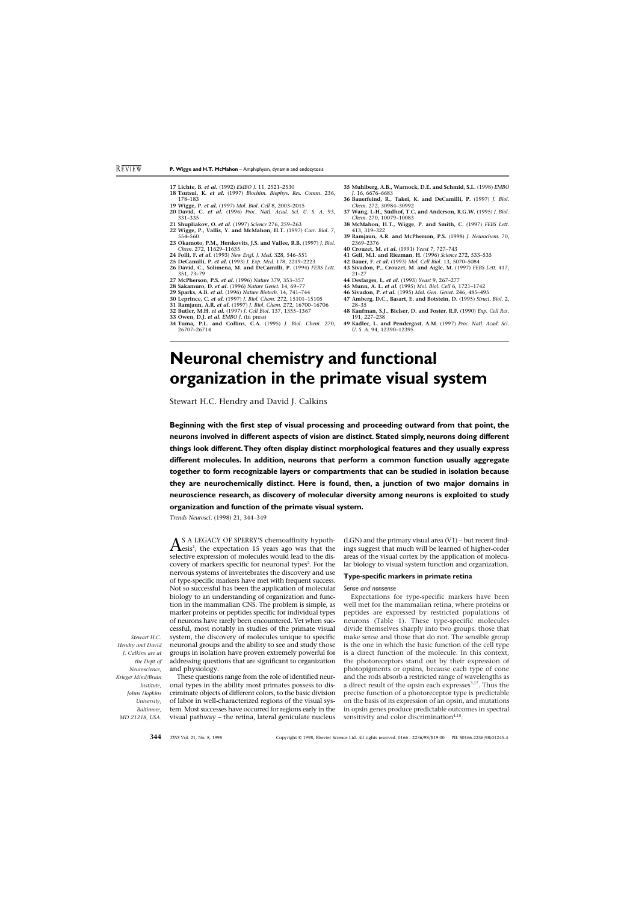17 **Lichte, B.** ***et al.*** (1992) *EMBO J.* 11, 2521–2530
18 **Tsutsui, K.** ***et al.*** (1997) *Biochim. Biophys. Res. Commn.* 236, 178–183
19 **Wigge, P.** ***et al.*** (1997) *Mol. Biol. Cell* 8, 2003–2015
20 **David, C.** ***et al.*** (1996) *Proc. Natl. Acad. Sci. U. S. A.* 93, 331–335
21 **Shupliakov, O.** ***et al.*** (1997) *Science* 276, 259–263
22 **Wigge, P., Vallis, Y. and McMahon, H.T.** (1997) *Curr. Biol.* 7, 554–560
23 **Okamoto, P.M., Herskovits, J.S. and Vallee, R.B.** (1997) *J. Biol. Chem.* 272, 11629–11635
24 **Folli, F.** ***et al.*** (1993) *New Engl. J. Med.* 328, 546–551
25 **DeCamilli, P.** ***et al.*** (1993) *J. Exp. Med.* 178, 2219–2223
26 **David, C., Solimena, M. and DeCamilli, P.** (1994) *FEBS Lett.* 351, 73–79
27 **McPherson, P.S.** ***et al.*** (1996) *Nature* 379, 353–357
28 **Sakamuro, D.** ***et al.*** (1996) *Nature Genet.* 14, 69–77
29 **Sparks, A.B.** ***et al.*** (1996) *Nature Biotech.* 14, 741–744
30 **Leprince, C.** ***et al.*** (1997) *J. Biol. Chem.* 272, 15101–15105
31 **Ramjaun, A.R.** ***et al.*** (1997) *J. Biol. Chem.* 272, 16700–16706
32 **Butler, M.H.** ***et al.*** (1997) *J. Cell Biol.* 137, 1355–1367
33 **Owen, D.J.** ***et al.*** *EMBO J.* (in press)
34 **Tuma, P.L. and Collins, C.A.** (1995) *J. Biol. Chem.* 270, 26707–26714
35 **Muhlberg, A.B., Warnock, D.E. and Schmid, S.L.** (1998) *EMBO J.* 16, 6676–6683
36 **Bauerfeind, R., Takei, K. and DeCamilli, P.** (1997) *J. Biol. Chem.* 272, 30984–30992
37 **Wang, L-H., Südhof, T.C. and Anderson, R.G.W.** (1995) *J. Biol. Chem.* 270, 10079–10083
38 **McMahon, H.T., Wigge, P. and Smith, C.** (1997) *FEBS Lett.* 413, 319–322
39 **Ramjaun, A.R. and McPherson, P.S.** (1998) *J. Neurochem.* 70, 2369–2376
40 **Crouzet, M.** ***et al.*** (1991) *Yeast* 7, 727–743
41 **Geli, M.I. and Riezman, H.** (1996) *Science* 272, 533–535
42 **Bauer, F.** ***et al.*** (1993) *Mol. Cell Biol.* 13, 5070–5084
43 **Sivadon, P., Crouzet, M. and Aigle, M.** (1997) *FEBS Lett.* 417, 21–27
44 **Desfarges, L.** ***et al.*** (1993) *Yeast* 9, 267–277
45 **Munn, A. L.** ***et al.*** (1995) *Mol. Biol. Cell* 6, 1721–1742
46 **Sivadon, P.** ***et al.*** (1995) *Mol. Gen. Genet.* 246, 485–495
47 **Amberg, D.C., Basart, E. and Botstein, D.** (1995) *Struct. Biol.* 2, 28–35
48 **Kaufman, S.J., Bielser, D. and Foster, R.F.** (1990) *Exp. Cell Res.* 191, 227–238
49 **Kadlec, L. and Pendergast, A.M.** (1997) *Proc. Natl. Acad. Sci. U. S. A.* 94, 12390–12395

# Neuronal chemistry and functional organization in the primate visual system

Stewart H.C. Hendry and David J. Calkins

**Beginning with the first step of visual processing and proceeding outward from that point, the neurons involved in different aspects of vision are distinct. Stated simply, neurons doing different things look different. They often display distinct morphological features and they usually express different molecules. In addition, neurons that perform a common function usually aggregate together to form recognizable layers or compartments that can be studied in isolation because they are neurochemically distinct. Here is found, then, a junction of two major domains in neuroscience research, as discovery of molecular diversity among neurons is exploited to study organization and function of the primate visual system.**

*Trends Neurosci.* (1998) 21, 344–349

*Stewart H.C. Hendry and David J. Calkins are at the Dept of Neuroscience, Krieger Mind/Brain Institute, Johns Hopkins University, Baltimore, MD 21218, USA.*

As a legacy of Sperry's chemoaffinity hypothesis[1], the expectation 15 years ago was that the selective expression of molecules would lead to the discovery of markers specific for neuronal types[2]. For the nervous systems of invertebrates the discovery and use of type-specific markers have met with frequent success. Not so successful has been the application of molecular biology to an understanding of organization and function in the mammalian CNS. The problem is simple, as marker proteins or peptides specific for individual types of neurons have rarely been encountered. Yet when successful, most notably in studies of the primate visual system, the discovery of molecules unique to specific neuronal groups and the ability to see and study those groups in isolation have proven extremely powerful for addressing questions that are significant to organization and physiology.

These questions range from the role of identified neuronal types in the ability most primates possess to discriminate objects of different colors, to the basic division of labor in well-characterized regions of the visual system. Most successes have occurred for regions early in the visual pathway – the retina, lateral geniculate nucleus (LGN) and the primary visual area (V1) – but recent findings suggest that much will be learned of higher-order areas of the visual cortex by the application of molecular biology to visual system function and organization.

## Type-specific markers in primate retina

### *Sense and nonsense*

Expectations for type-specific markers have been well met for the mammalian retina, where proteins or peptides are expressed by restricted populations of neurons (Table 1). These type-specific molecules divide themselves sharply into two groups: those that make sense and those that do not. The sensible group is the one in which the basic function of the cell type is a direct function of the molecule. In this context, the photoreceptors stand out by their expression of photopigments or opsins, because each type of cone and the rods absorb a restricted range of wavelengths as a direct result of the opsin each expresses[3,17]. Thus the precise function of a photoreceptor type is predictable on the basis of its expression of an opsin, and mutations in opsin genes produce predictable outcomes in spectral sensitivity and color discrimination[4,18].